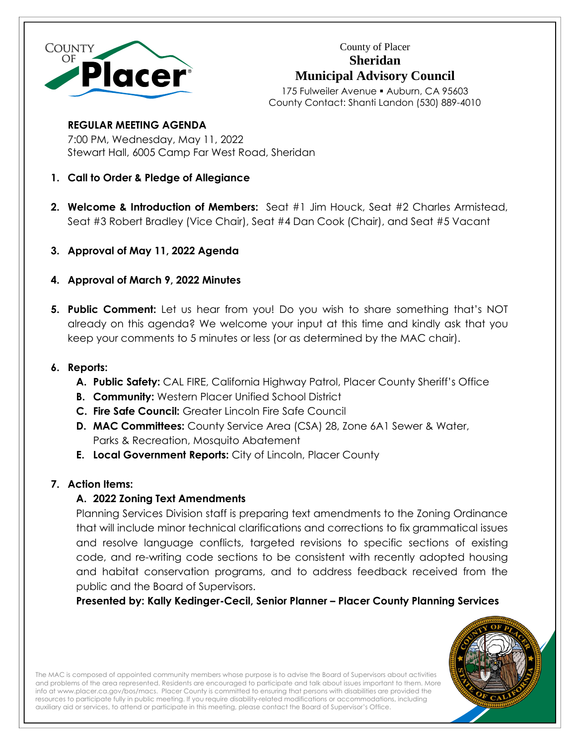County of Placer

# Sheridan Municipal Advisory Council

175 Fulweiler Avenue ▪ Auburn, CA 95603
County Contact: Shanti Landon (530) 889-4010

## REGULAR MEETING AGENDA

7:00 PM, Wednesday, May 11, 2022
Stewart Hall, 6005 Camp Far West Road, Sheridan

1. **Call to Order & Pledge of Allegiance**

2. **Welcome & Introduction of Members:** Seat #1 Jim Houck, Seat #2 Charles Armistead, Seat #3 Robert Bradley (Vice Chair), Seat #4 Dan Cook (Chair), and Seat #5 Vacant

3. **Approval of May 11, 2022 Agenda**

4. **Approval of March 9, 2022 Minutes**

5. **Public Comment:** Let us hear from you! Do you wish to share something that's NOT already on this agenda? We welcome your input at this time and kindly ask that you keep your comments to 5 minutes or less (or as determined by the MAC chair).

6. **Reports:**
   - **A. Public Safety:** CAL FIRE, California Highway Patrol, Placer County Sheriff's Office
   - **B. Community:** Western Placer Unified School District
   - **C. Fire Safe Council:** Greater Lincoln Fire Safe Council
   - **D. MAC Committees:** County Service Area (CSA) 28, Zone 6A1 Sewer & Water, Parks & Recreation, Mosquito Abatement
   - **E. Local Government Reports:** City of Lincoln, Placer County

7. **Action Items:**
   - **A. 2022 Zoning Text Amendments**

     Planning Services Division staff is preparing text amendments to the Zoning Ordinance that will include minor technical clarifications and corrections to fix grammatical issues and resolve language conflicts, targeted revisions to specific sections of existing code, and re-writing code sections to be consistent with recently adopted housing and habitat conservation programs, and to address feedback received from the public and the Board of Supervisors.

     **Presented by: Kally Kedinger-Cecil, Senior Planner – Placer County Planning Services**

The MAC is composed of appointed community members whose purpose is to advise the Board of Supervisors about activities and problems of the area represented. Residents are encouraged to participate and talk about issues important to them. More info at www.placer.ca.gov/bos/macs. Placer County is committed to ensuring that persons with disabilities are provided the resources to participate fully in public meeting. If you require disability-related modifications or accommodations, including auxiliary aid or services, to attend or participate in this meeting, please contact the Board of Supervisor's Office.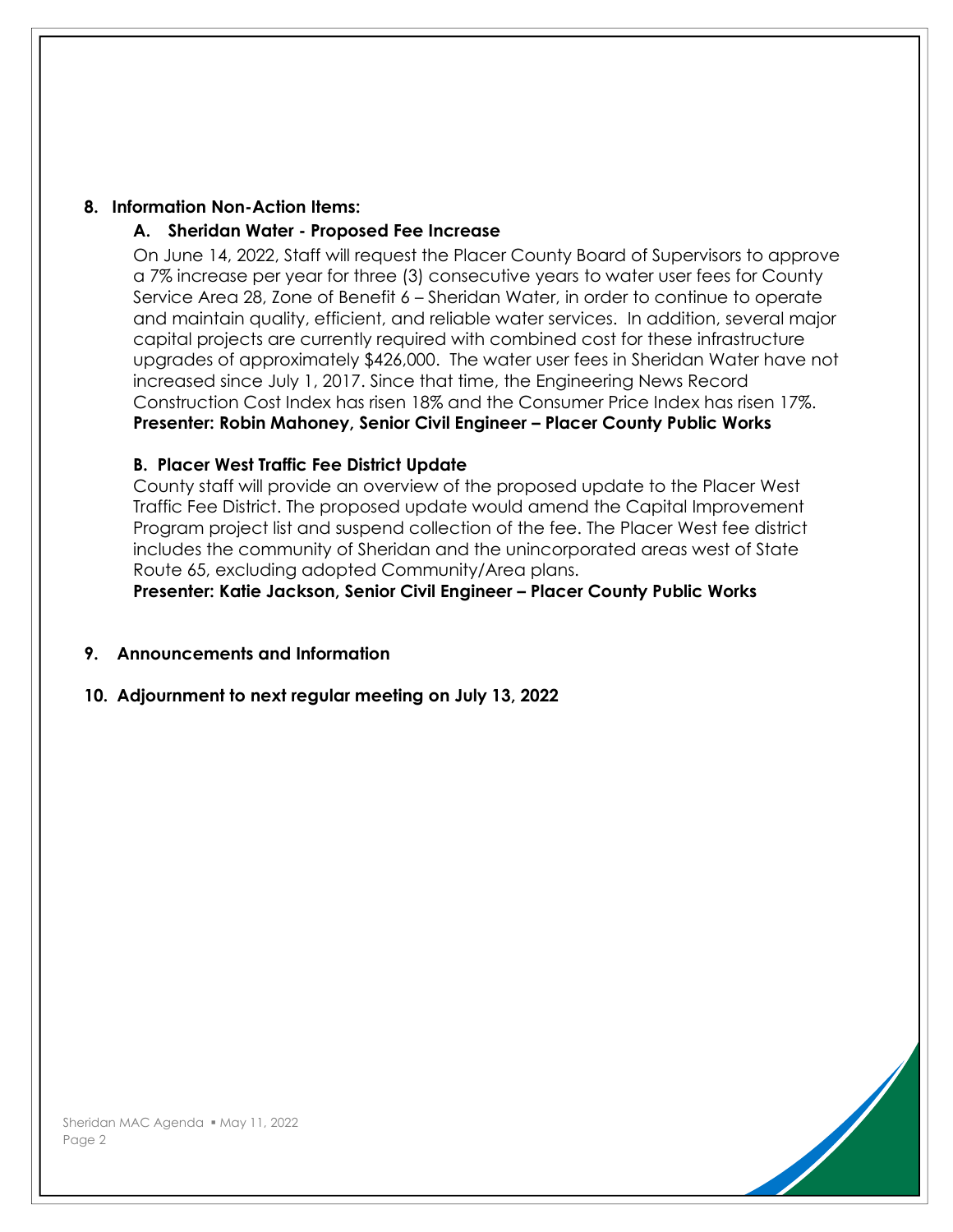## 8. Information Non-Action Items:

### A. Sheridan Water - Proposed Fee Increase

On June 14, 2022, Staff will request the Placer County Board of Supervisors to approve a 7% increase per year for three (3) consecutive years to water user fees for County Service Area 28, Zone of Benefit 6 – Sheridan Water, in order to continue to operate and maintain quality, efficient, and reliable water services. In addition, several major capital projects are currently required with combined cost for these infrastructure upgrades of approximately $426,000. The water user fees in Sheridan Water have not increased since July 1, 2017. Since that time, the Engineering News Record Construction Cost Index has risen 18% and the Consumer Price Index has risen 17%.

**Presenter: Robin Mahoney, Senior Civil Engineer – Placer County Public Works**

### B. Placer West Traffic Fee District Update

County staff will provide an overview of the proposed update to the Placer West Traffic Fee District. The proposed update would amend the Capital Improvement Program project list and suspend collection of the fee. The Placer West fee district includes the community of Sheridan and the unincorporated areas west of State Route 65, excluding adopted Community/Area plans.

**Presenter: Katie Jackson, Senior Civil Engineer – Placer County Public Works**

## 9. Announcements and Information

## 10. Adjournment to next regular meeting on July 13, 2022